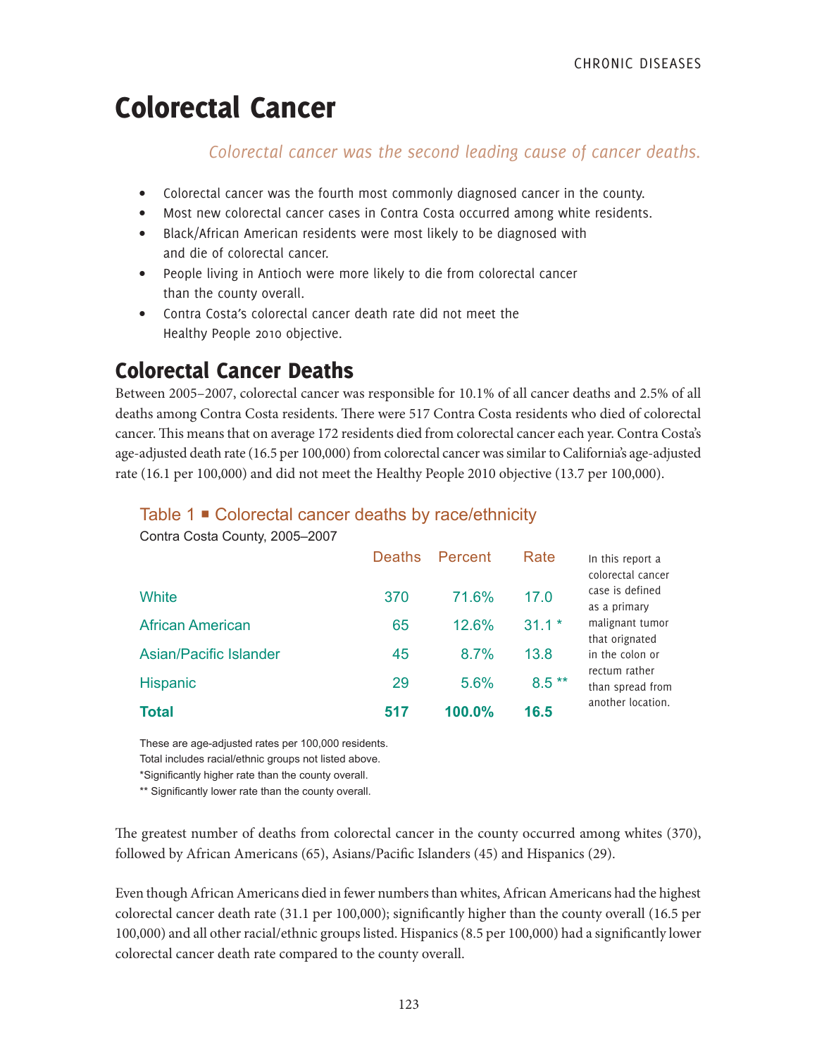# Colorectal Cancer

*Colorectal cancer was the second leading cause of cancer deaths.*

- Colorectal cancer was the fourth most commonly diagnosed cancer in the county.
- Most new colorectal cancer cases in Contra Costa occurred among white residents.
- Black/African American residents were most likely to be diagnosed with and die of colorectal cancer.
- People living in Antioch were more likely to die from colorectal cancer than the county overall.
- Contra Costa's colorectal cancer death rate did not meet the Healthy People 2010 objective.

## Colorectal Cancer Deaths

Between 2005–2007, colorectal cancer was responsible for 10.1% of all cancer deaths and 2.5% of all deaths among Contra Costa residents. There were 517 Contra Costa residents who died of colorectal cancer. This means that on average 172 residents died from colorectal cancer each year. Contra Costa's age-adjusted death rate (16.5 per 100,000) from colorectal cancer was similar to California's age-adjusted rate (16.1 per 100,000) and did not meet the Healthy People 2010 objective (13.7 per 100,000).

### Table 1 ■ Colorectal cancer deaths by race/ethnicity

Contra Costa County, 2005–2007

| | Deaths | Percent | Rate |
|---|---|---|---|
| White | 370 | 71.6% | 17.0 |
| African American | 65 | 12.6% | 31.1 * |
| Asian/Pacific Islander | 45 | 8.7% | 13.8 |
| Hispanic | 29 | 5.6% | 8.5 ** |
| **Total** | **517** | **100.0%** | **16.5** |

These are age-adjusted rates per 100,000 residents.
Total includes racial/ethnic groups not listed above.
*Significantly higher rate than the county overall.
** Significantly lower rate than the county overall.

In this report a colorectal cancer case is defined as a primary malignant tumor that orignated in the colon or rectum rather than spread from another location.

The greatest number of deaths from colorectal cancer in the county occurred among whites (370), followed by African Americans (65), Asians/Pacific Islanders (45) and Hispanics (29).

Even though African Americans died in fewer numbers than whites, African Americans had the highest colorectal cancer death rate (31.1 per 100,000); significantly higher than the county overall (16.5 per 100,000) and all other racial/ethnic groups listed. Hispanics (8.5 per 100,000) had a significantly lower colorectal cancer death rate compared to the county overall.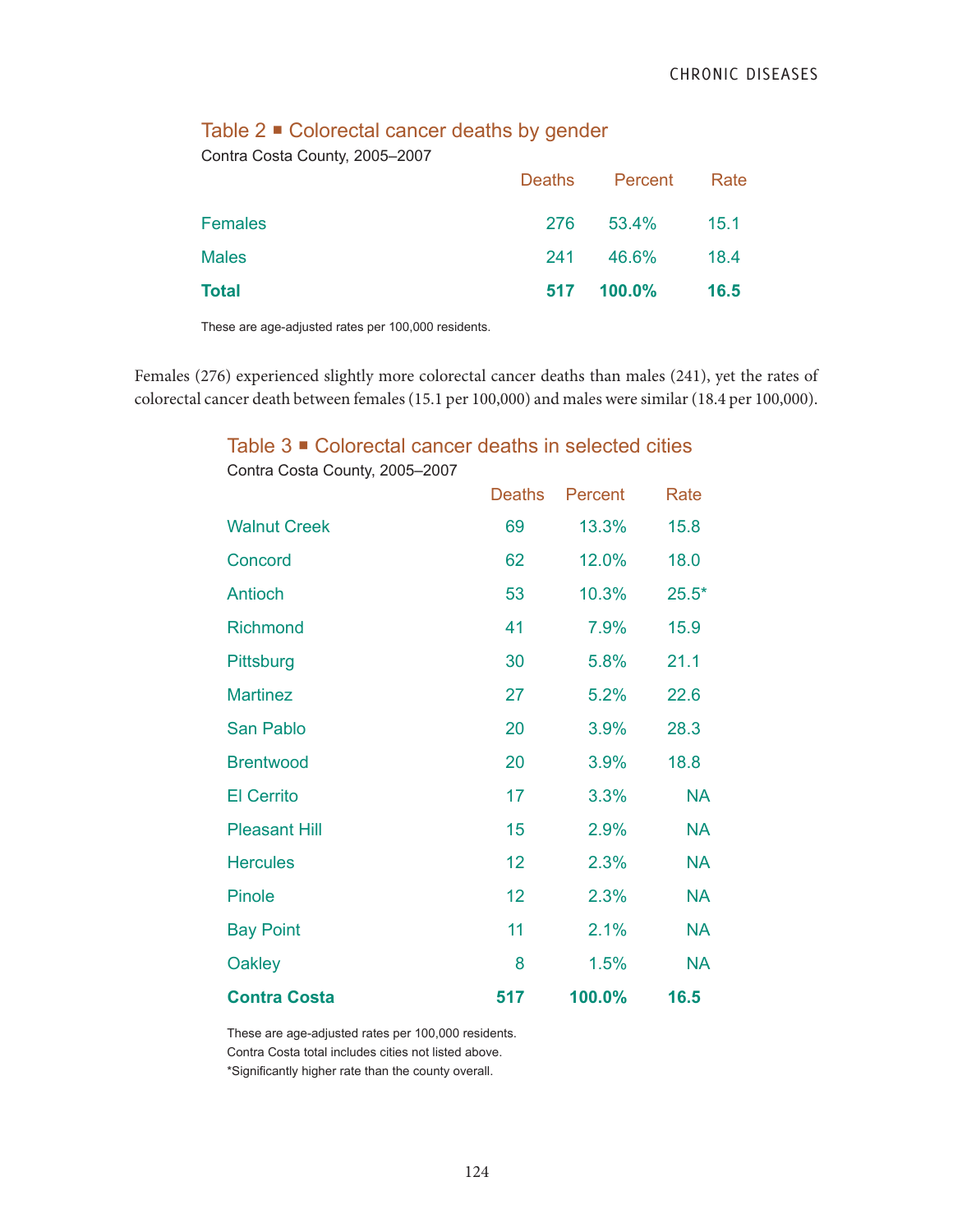## Table 2 ▪ Colorectal cancer deaths by gender

Contra Costa County, 2005–2007

| | Deaths | Percent | Rate |
|---|---|---|---|
| Females | 276 | 53.4% | 15.1 |
| Males | 241 | 46.6% | 18.4 |
| **Total** | **517** | **100.0%** | **16.5** |

These are age-adjusted rates per 100,000 residents.

Females (276) experienced slightly more colorectal cancer deaths than males (241), yet the rates of colorectal cancer death between females (15.1 per 100,000) and males were similar (18.4 per 100,000).

## Table 3 ▪ Colorectal cancer deaths in selected cities

Contra Costa County, 2005–2007

| | Deaths | Percent | Rate |
|---|---|---|---|
| Walnut Creek | 69 | 13.3% | 15.8 |
| Concord | 62 | 12.0% | 18.0 |
| Antioch | 53 | 10.3% | 25.5* |
| Richmond | 41 | 7.9% | 15.9 |
| Pittsburg | 30 | 5.8% | 21.1 |
| Martinez | 27 | 5.2% | 22.6 |
| San Pablo | 20 | 3.9% | 28.3 |
| Brentwood | 20 | 3.9% | 18.8 |
| El Cerrito | 17 | 3.3% | NA |
| Pleasant Hill | 15 | 2.9% | NA |
| Hercules | 12 | 2.3% | NA |
| Pinole | 12 | 2.3% | NA |
| Bay Point | 11 | 2.1% | NA |
| Oakley | 8 | 1.5% | NA |
| **Contra Costa** | **517** | **100.0%** | **16.5** |

These are age-adjusted rates per 100,000 residents.
Contra Costa total includes cities not listed above.
*Significantly higher rate than the county overall.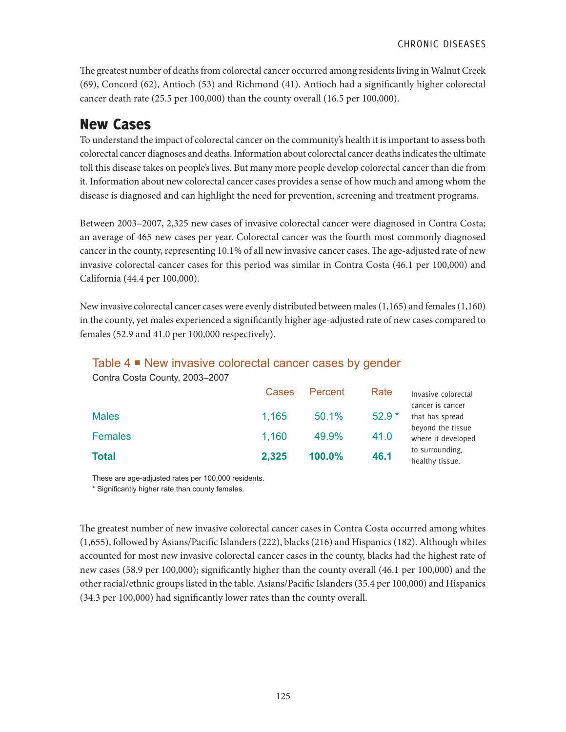The greatest number of deaths from colorectal cancer occurred among residents living in Walnut Creek (69), Concord (62), Antioch (53) and Richmond (41). Antioch had a significantly higher colorectal cancer death rate (25.5 per 100,000) than the county overall (16.5 per 100,000).

## New Cases

To understand the impact of colorectal cancer on the community's health it is important to assess both colorectal cancer diagnoses and deaths. Information about colorectal cancer deaths indicates the ultimate toll this disease takes on people's lives. But many more people develop colorectal cancer than die from it. Information about new colorectal cancer cases provides a sense of how much and among whom the disease is diagnosed and can highlight the need for prevention, screening and treatment programs.

Between 2003–2007, 2,325 new cases of invasive colorectal cancer were diagnosed in Contra Costa; an average of 465 new cases per year. Colorectal cancer was the fourth most commonly diagnosed cancer in the county, representing 10.1% of all new invasive cancer cases. The age-adjusted rate of new invasive colorectal cancer cases for this period was similar in Contra Costa (46.1 per 100,000) and California (44.4 per 100,000).

New invasive colorectal cancer cases were evenly distributed between males (1,165) and females (1,160) in the county, yet males experienced a significantly higher age-adjusted rate of new cases compared to females (52.9 and 41.0 per 100,000 respectively).

### Table 4 ▪ New invasive colorectal cancer cases by gender

Contra Costa County, 2003–2007

| | Cases | Percent | Rate |
|---|---|---|---|
| Males | 1,165 | 50.1% | 52.9 * |
| Females | 1,160 | 49.9% | 41.0 |
| **Total** | **2,325** | **100.0%** | **46.1** |

These are age-adjusted rates per 100,000 residents.
* Significantly higher rate than county females.

Invasive colorectal cancer is cancer that has spread beyond the tissue where it developed to surrounding, healthy tissue.

The greatest number of new invasive colorectal cancer cases in Contra Costa occurred among whites (1,655), followed by Asians/Pacific Islanders (222), blacks (216) and Hispanics (182). Although whites accounted for most new invasive colorectal cancer cases in the county, blacks had the highest rate of new cases (58.9 per 100,000); significantly higher than the county overall (46.1 per 100,000) and the other racial/ethnic groups listed in the table. Asians/Pacific Islanders (35.4 per 100,000) and Hispanics (34.3 per 100,000) had significantly lower rates than the county overall.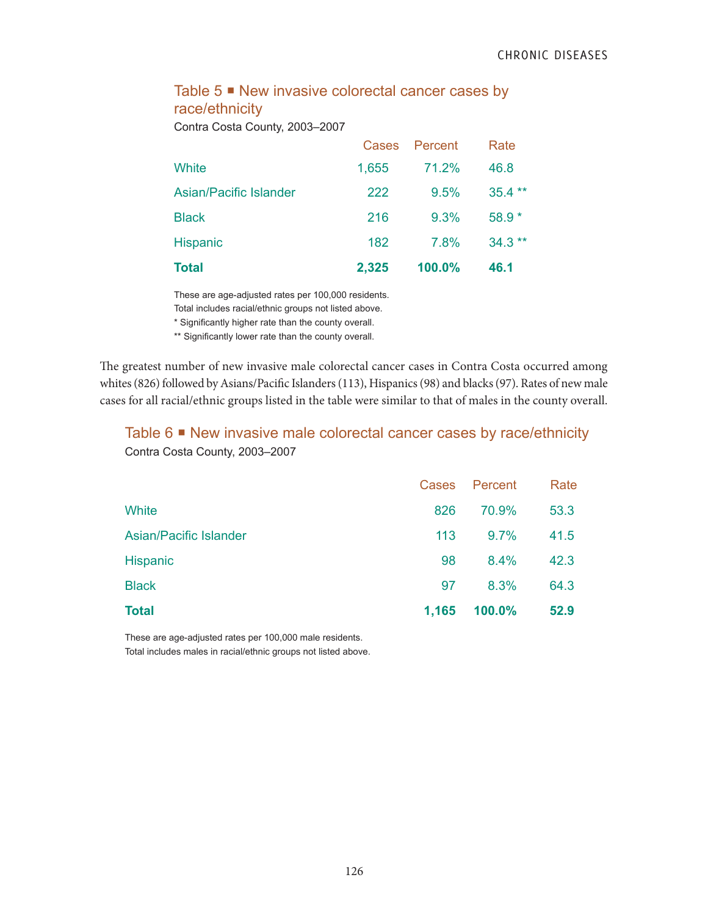### Table 5 ■ New invasive colorectal cancer cases by race/ethnicity

Contra Costa County, 2003–2007

| | Cases | Percent | Rate |
|---|---|---|---|
| White | 1,655 | 71.2% | 46.8 |
| Asian/Pacific Islander | 222 | 9.5% | 35.4 ** |
| Black | 216 | 9.3% | 58.9 * |
| Hispanic | 182 | 7.8% | 34.3 ** |
| **Total** | **2,325** | **100.0%** | **46.1** |

These are age-adjusted rates per 100,000 residents.
Total includes racial/ethnic groups not listed above.
* Significantly higher rate than the county overall.
** Significantly lower rate than the county overall.

The greatest number of new invasive male colorectal cancer cases in Contra Costa occurred among whites (826) followed by Asians/Pacific Islanders (113), Hispanics (98) and blacks (97). Rates of new male cases for all racial/ethnic groups listed in the table were similar to that of males in the county overall.

### Table 6 ■ New invasive male colorectal cancer cases by race/ethnicity

Contra Costa County, 2003–2007

| | Cases | Percent | Rate |
|---|---|---|---|
| White | 826 | 70.9% | 53.3 |
| Asian/Pacific Islander | 113 | 9.7% | 41.5 |
| Hispanic | 98 | 8.4% | 42.3 |
| Black | 97 | 8.3% | 64.3 |
| **Total** | **1,165** | **100.0%** | **52.9** |

These are age-adjusted rates per 100,000 male residents.
Total includes males in racial/ethnic groups not listed above.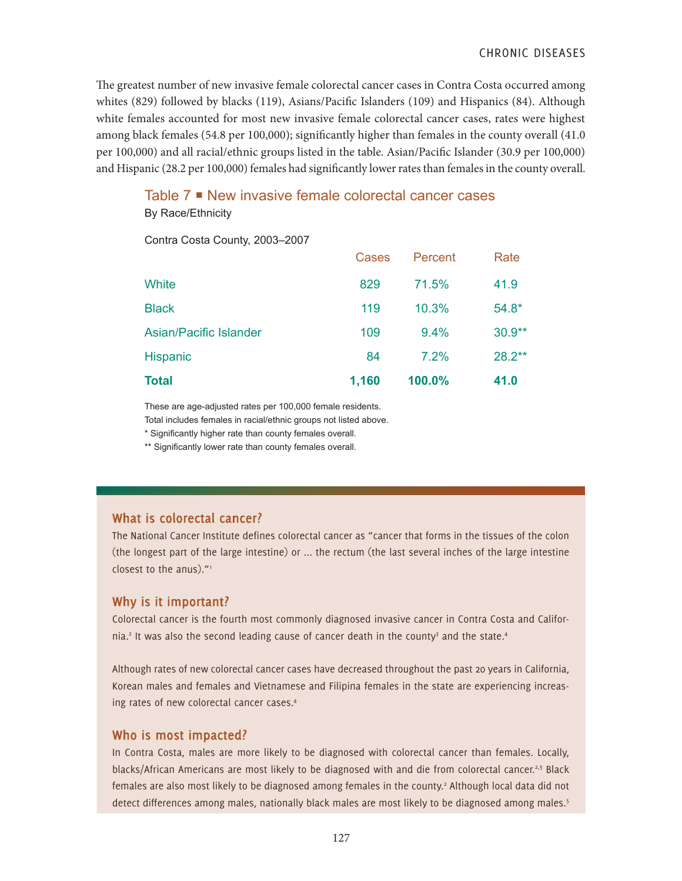The greatest number of new invasive female colorectal cancer cases in Contra Costa occurred among whites (829) followed by blacks (119), Asians/Pacific Islanders (109) and Hispanics (84). Although white females accounted for most new invasive female colorectal cancer cases, rates were highest among black females (54.8 per 100,000); significantly higher than females in the county overall (41.0 per 100,000) and all racial/ethnic groups listed in the table. Asian/Pacific Islander (30.9 per 100,000) and Hispanic (28.2 per 100,000) females had significantly lower rates than females in the county overall.

## Table 7 ■ New invasive female colorectal cancer cases

By Race/Ethnicity

Contra Costa County, 2003–2007

| | Cases | Percent | Rate |
|---|---|---|---|
| White | 829 | 71.5% | 41.9 |
| Black | 119 | 10.3% | 54.8* |
| Asian/Pacific Islander | 109 | 9.4% | 30.9** |
| Hispanic | 84 | 7.2% | 28.2** |
| **Total** | **1,160** | **100.0%** | **41.0** |

These are age-adjusted rates per 100,000 female residents.
Total includes females in racial/ethnic groups not listed above.
* Significantly higher rate than county females overall.
** Significantly lower rate than county females overall.

### What is colorectal cancer?

The National Cancer Institute defines colorectal cancer as "cancer that forms in the tissues of the colon (the longest part of the large intestine) or ... the rectum (the last several inches of the large intestine closest to the anus)."[1]

### Why is it important?

Colorectal cancer is the fourth most commonly diagnosed invasive cancer in Contra Costa and California.[2] It was also the second leading cause of cancer death in the county[3] and the state.[4]

Although rates of new colorectal cancer cases have decreased throughout the past 20 years in California, Korean males and females and Vietnamese and Filipina females in the state are experiencing increasing rates of new colorectal cancer cases.[4]

### Who is most impacted?

In Contra Costa, males are more likely to be diagnosed with colorectal cancer than females. Locally, blacks/African Americans are most likely to be diagnosed with and die from colorectal cancer.[2,3] Black females are also most likely to be diagnosed among females in the county.[2] Although local data did not detect differences among males, nationally black males are most likely to be diagnosed among males.[5]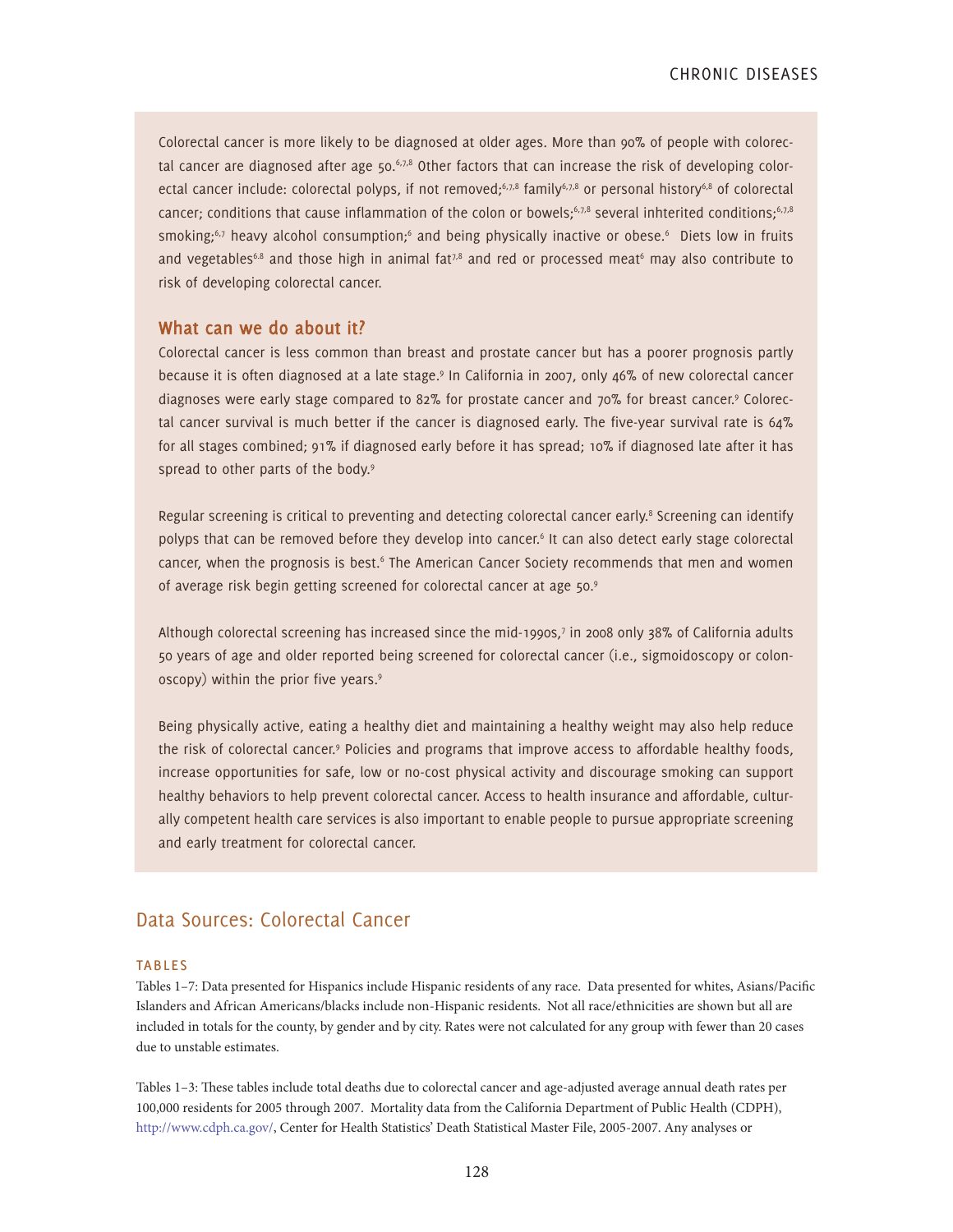Colorectal cancer is more likely to be diagnosed at older ages. More than 90% of people with colorectal cancer are diagnosed after age 50.[6,7,8] Other factors that can increase the risk of developing colorectal cancer include: colorectal polyps, if not removed;[6,7,8] family[6,7,8] or personal history[6,8] of colorectal cancer; conditions that cause inflammation of the colon or bowels;[6,7,8] several inhterited conditions;[6,7,8] smoking;[6,7] heavy alcohol consumption;[6] and being physically inactive or obese.[6] Diets low in fruits and vegetables[6,8] and those high in animal fat[7,8] and red or processed meat[6] may also contribute to risk of developing colorectal cancer.

### What can we do about it?

Colorectal cancer is less common than breast and prostate cancer but has a poorer prognosis partly because it is often diagnosed at a late stage.[9] In California in 2007, only 46% of new colorectal cancer diagnoses were early stage compared to 82% for prostate cancer and 70% for breast cancer.[9] Colorectal cancer survival is much better if the cancer is diagnosed early. The five-year survival rate is 64% for all stages combined; 91% if diagnosed early before it has spread; 10% if diagnosed late after it has spread to other parts of the body.[9]

Regular screening is critical to preventing and detecting colorectal cancer early.[8] Screening can identify polyps that can be removed before they develop into cancer.[6] It can also detect early stage colorectal cancer, when the prognosis is best.[6] The American Cancer Society recommends that men and women of average risk begin getting screened for colorectal cancer at age 50.[9]

Although colorectal screening has increased since the mid-1990s,[7] in 2008 only 38% of California adults 50 years of age and older reported being screened for colorectal cancer (i.e., sigmoidoscopy or colonoscopy) within the prior five years.[9]

Being physically active, eating a healthy diet and maintaining a healthy weight may also help reduce the risk of colorectal cancer.[9] Policies and programs that improve access to affordable healthy foods, increase opportunities for safe, low or no-cost physical activity and discourage smoking can support healthy behaviors to help prevent colorectal cancer. Access to health insurance and affordable, culturally competent health care services is also important to enable people to pursue appropriate screening and early treatment for colorectal cancer.

## Data Sources: Colorectal Cancer

#### TABLES

Tables 1–7: Data presented for Hispanics include Hispanic residents of any race. Data presented for whites, Asians/Pacific Islanders and African Americans/blacks include non-Hispanic residents. Not all race/ethnicities are shown but all are included in totals for the county, by gender and by city. Rates were not calculated for any group with fewer than 20 cases due to unstable estimates.

Tables 1–3: These tables include total deaths due to colorectal cancer and age-adjusted average annual death rates per 100,000 residents for 2005 through 2007. Mortality data from the California Department of Public Health (CDPH), http://www.cdph.ca.gov/, Center for Health Statistics' Death Statistical Master File, 2005-2007. Any analyses or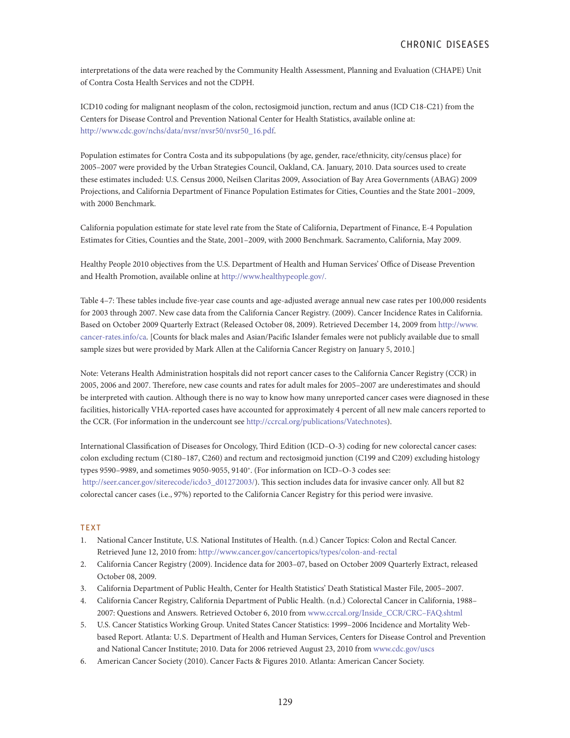interpretations of the data were reached by the Community Health Assessment, Planning and Evaluation (CHAPE) Unit of Contra Costa Health Services and not the CDPH.

ICD10 coding for malignant neoplasm of the colon, rectosigmoid junction, rectum and anus (ICD C18-C21) from the Centers for Disease Control and Prevention National Center for Health Statistics, available online at: http://www.cdc.gov/nchs/data/nvsr/nvsr50/nvsr50_16.pdf.

Population estimates for Contra Costa and its subpopulations (by age, gender, race/ethnicity, city/census place) for 2005–2007 were provided by the Urban Strategies Council, Oakland, CA. January, 2010. Data sources used to create these estimates included: U.S. Census 2000, Neilsen Claritas 2009, Association of Bay Area Governments (ABAG) 2009 Projections, and California Department of Finance Population Estimates for Cities, Counties and the State 2001–2009, with 2000 Benchmark.

California population estimate for state level rate from the State of California, Department of Finance, E-4 Population Estimates for Cities, Counties and the State, 2001–2009, with 2000 Benchmark. Sacramento, California, May 2009.

Healthy People 2010 objectives from the U.S. Department of Health and Human Services' Office of Disease Prevention and Health Promotion, available online at http://www.healthypeople.gov/.

Table 4–7: These tables include five-year case counts and age-adjusted average annual new case rates per 100,000 residents for 2003 through 2007. New case data from the California Cancer Registry. (2009). Cancer Incidence Rates in California. Based on October 2009 Quarterly Extract (Released October 08, 2009). Retrieved December 14, 2009 from http://www.cancer-rates.info/ca. [Counts for black males and Asian/Pacific Islander females were not publicly available due to small sample sizes but were provided by Mark Allen at the California Cancer Registry on January 5, 2010.]

Note: Veterans Health Administration hospitals did not report cancer cases to the California Cancer Registry (CCR) in 2005, 2006 and 2007. Therefore, new case counts and rates for adult males for 2005–2007 are underestimates and should be interpreted with caution. Although there is no way to know how many unreported cancer cases were diagnosed in these facilities, historically VHA-reported cases have accounted for approximately 4 percent of all new male cancers reported to the CCR. (For information in the undercount see http://ccrcal.org/publications/Vatechnotes).

International Classification of Diseases for Oncology, Third Edition (ICD–O-3) coding for new colorectal cancer cases: colon excluding rectum (C180–187, C260) and rectum and rectosigmoid junction (C199 and C209) excluding histology types 9590–9989, and sometimes 9050-9055, 9140+. (For information on ICD–O-3 codes see: http://seer.cancer.gov/siterecode/icdo3_d01272003/). This section includes data for invasive cancer only. All but 82 colorectal cancer cases (i.e., 97%) reported to the California Cancer Registry for this period were invasive.

## TEXT

1. National Cancer Institute, U.S. National Institutes of Health. (n.d.) Cancer Topics: Colon and Rectal Cancer. Retrieved June 12, 2010 from: http://www.cancer.gov/cancertopics/types/colon-and-rectal
2. California Cancer Registry (2009). Incidence data for 2003–07, based on October 2009 Quarterly Extract, released October 08, 2009.
3. California Department of Public Health, Center for Health Statistics' Death Statistical Master File, 2005–2007.
4. California Cancer Registry, California Department of Public Health. (n.d.) Colorectal Cancer in California, 1988–2007: Questions and Answers. Retrieved October 6, 2010 from www.ccrcal.org/Inside_CCR/CRC–FAQ.shtml
5. U.S. Cancer Statistics Working Group. United States Cancer Statistics: 1999–2006 Incidence and Mortality Web-based Report. Atlanta: U.S. Department of Health and Human Services, Centers for Disease Control and Prevention and National Cancer Institute; 2010. Data for 2006 retrieved August 23, 2010 from www.cdc.gov/uscs
6. American Cancer Society (2010). Cancer Facts & Figures 2010. Atlanta: American Cancer Society.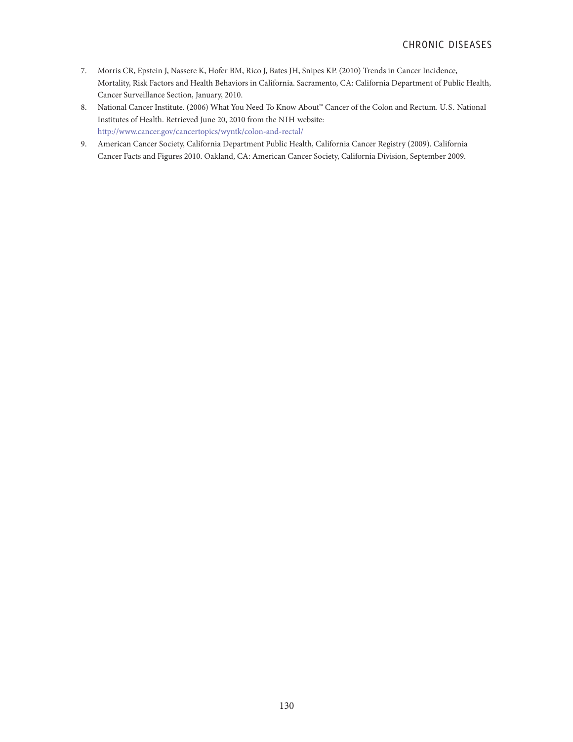7. Morris CR, Epstein J, Nassere K, Hofer BM, Rico J, Bates JH, Snipes KP. (2010) Trends in Cancer Incidence, Mortality, Risk Factors and Health Behaviors in California. Sacramento, CA: California Department of Public Health, Cancer Surveillance Section, January, 2010.
8. National Cancer Institute. (2006) What You Need To Know About™ Cancer of the Colon and Rectum. U.S. National Institutes of Health. Retrieved June 20, 2010 from the NIH website: http://www.cancer.gov/cancertopics/wyntk/colon-and-rectal/
9. American Cancer Society, California Department Public Health, California Cancer Registry (2009). California Cancer Facts and Figures 2010. Oakland, CA: American Cancer Society, California Division, September 2009.